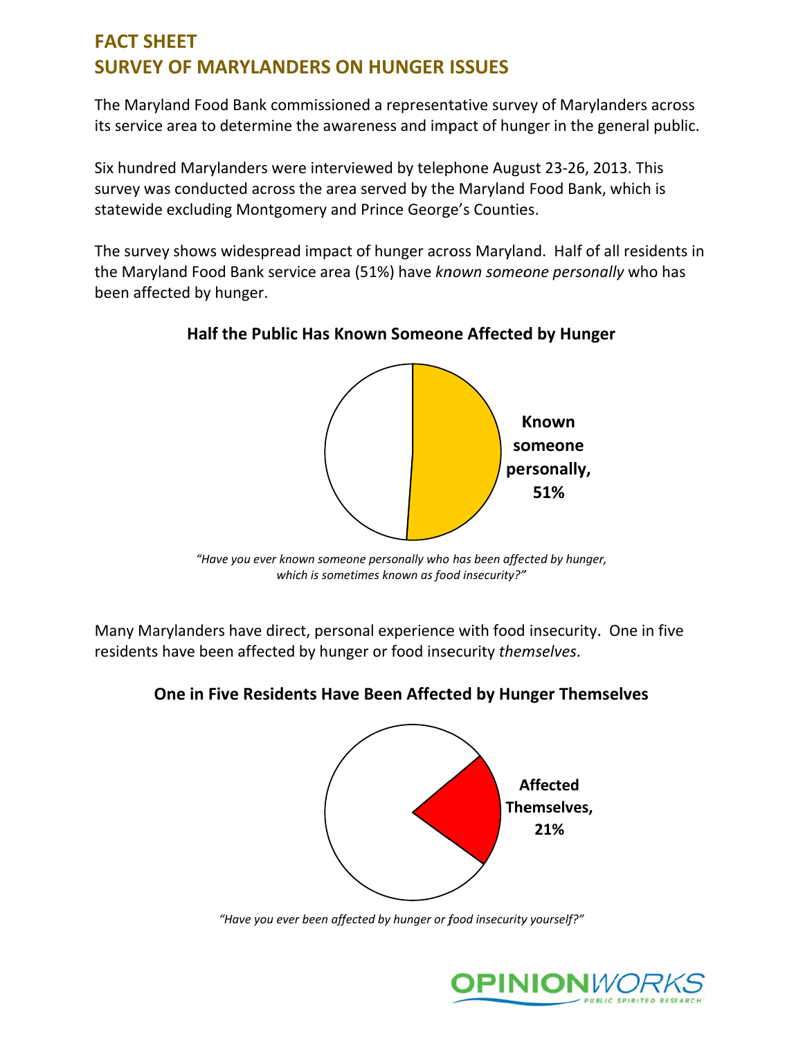# FACT SHEET
# SURVEY OF MARYLANDERS ON HUNGER ISSUES

The Maryland Food Bank commissioned a representative survey of Marylanders across its service area to determine the awareness and impact of hunger in the general public.

Six hundred Marylanders were interviewed by telephone August 23-26, 2013. This survey was conducted across the area served by the Maryland Food Bank, which is statewide excluding Montgomery and Prince George's Counties.

The survey shows widespread impact of hunger across Maryland. Half of all residents in the Maryland Food Bank service area (51%) have *known someone personally* who has been affected by hunger.

**Half the Public Has Known Someone Affected by Hunger**

**Known someone personally, 51%**

*"Have you ever known someone personally who has been affected by hunger, which is sometimes known as food insecurity?"*

Many Marylanders have direct, personal experience with food insecurity. One in five residents have been affected by hunger or food insecurity *themselves*.

**One in Five Residents Have Been Affected by Hunger Themselves**

**Affected Themselves, 21%**

*"Have you ever been affected by hunger or food insecurity yourself?"*

OPINIONWORKS PUBLIC SPIRITED RESEARCH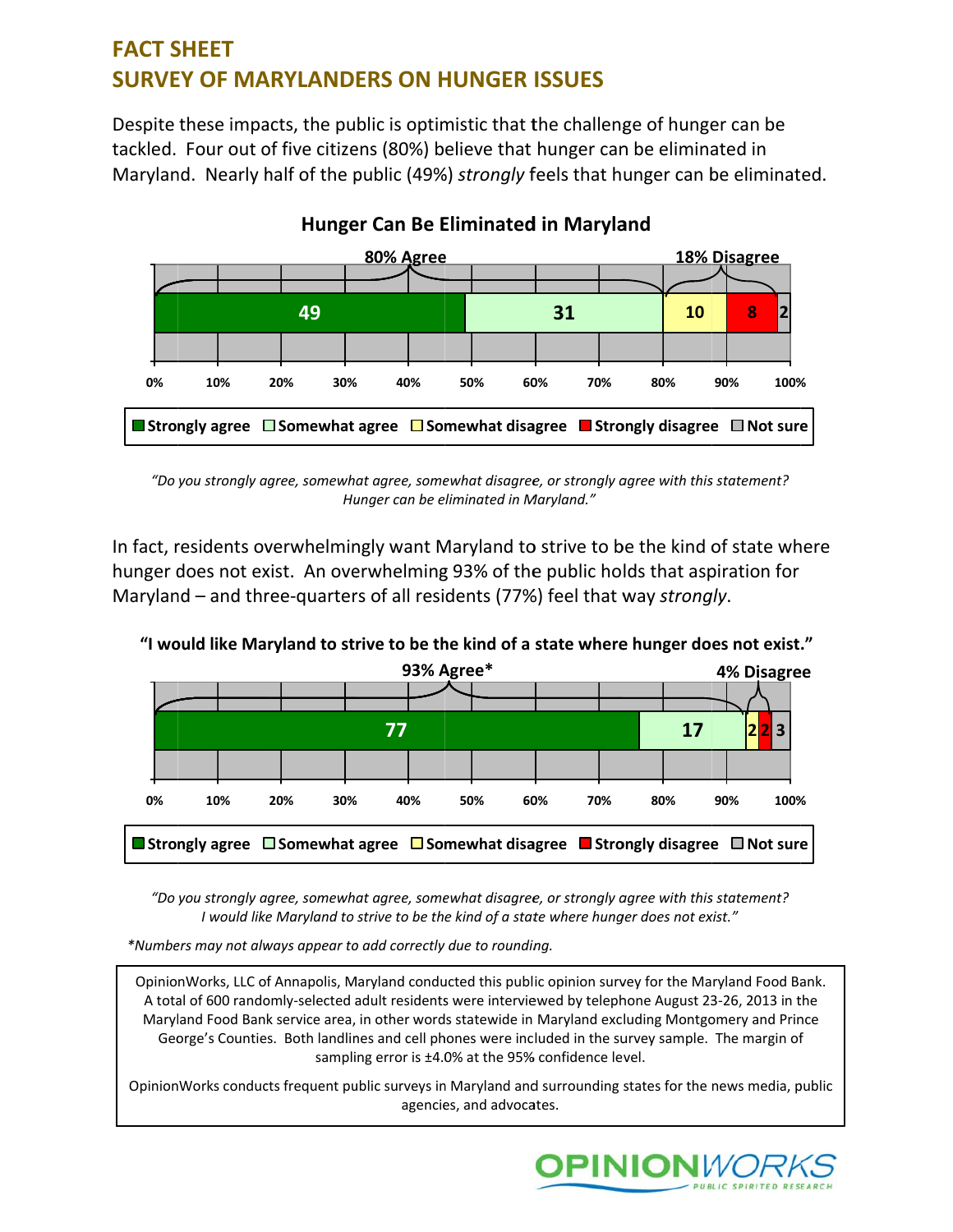# FACT SHEET
# SURVEY OF MARYLANDERS ON HUNGER ISSUES

Despite these impacts, the public is optimistic that the challenge of hunger can be tackled. Four out of five citizens (80%) believe that hunger can be eliminated in Maryland. Nearly half of the public (49%) *strongly* feels that hunger can be eliminated.

**Hunger Can Be Eliminated in Maryland**

80% Agree
18% Disagree

49
31
10
8
2

0% 10% 20% 30% 40% 50% 60% 70% 80% 90% 100%

Strongly agree | Somewhat agree | Somewhat disagree | Strongly disagree | Not sure

*"Do you strongly agree, somewhat agree, somewhat disagree, or strongly agree with this statement? Hunger can be eliminated in Maryland."*

In fact, residents overwhelmingly want Maryland to strive to be the kind of state where hunger does not exist. An overwhelming 93% of the public holds that aspiration for Maryland – and three-quarters of all residents (77%) feel that way *strongly*.

**"I would like Maryland to strive to be the kind of a state where hunger does not exist."**

93% Agree*
4% Disagree

77
17
2
2
3

0% 10% 20% 30% 40% 50% 60% 70% 80% 90% 100%

Strongly agree | Somewhat agree | Somewhat disagree | Strongly disagree | Not sure

*"Do you strongly agree, somewhat agree, somewhat disagree, or strongly agree with this statement? I would like Maryland to strive to be the kind of a state where hunger does not exist."*

**Numbers may not always appear to add correctly due to rounding.*

OpinionWorks, LLC of Annapolis, Maryland conducted this public opinion survey for the Maryland Food Bank. A total of 600 randomly-selected adult residents were interviewed by telephone August 23-26, 2013 in the Maryland Food Bank service area, in other words statewide in Maryland excluding Montgomery and Prince George's Counties. Both landlines and cell phones were included in the survey sample. The margin of sampling error is ±4.0% at the 95% confidence level.

OpinionWorks conducts frequent public surveys in Maryland and surrounding states for the news media, public agencies, and advocates.

OPINIONWORKS
PUBLIC SPIRITED RESEARCH